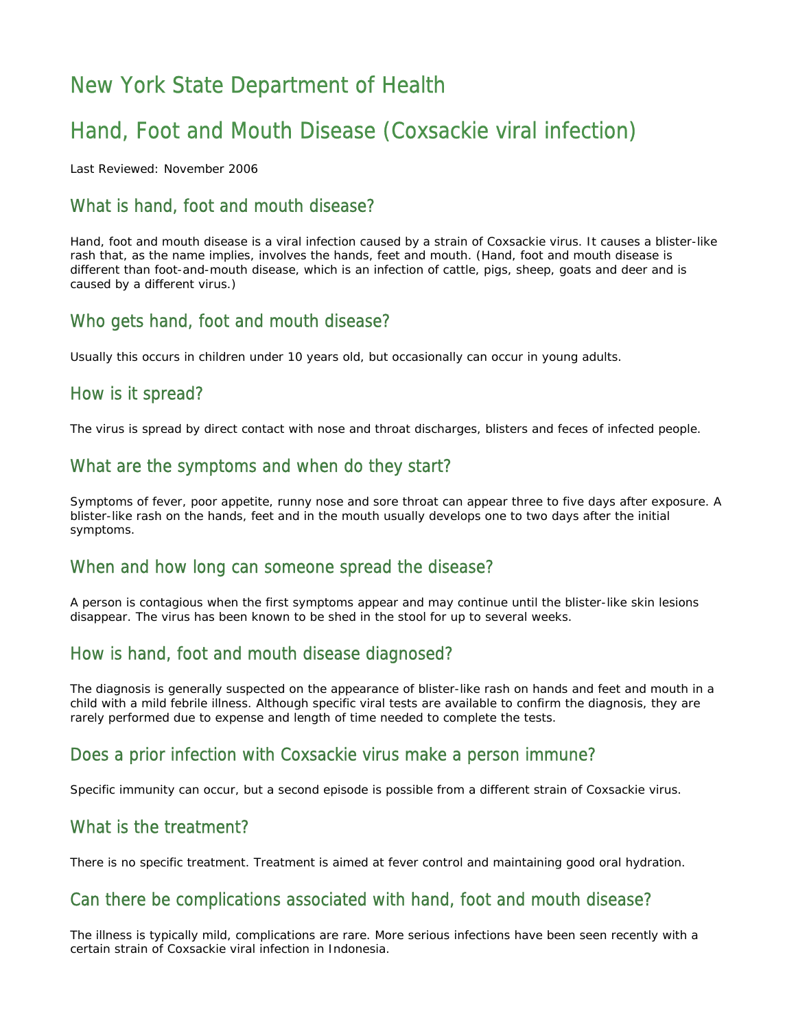# New York State Department of Health

# Hand, Foot and Mouth Disease (Coxsackie viral infection)

Last Reviewed: November 2006

## What is hand, foot and mouth disease?

Hand, foot and mouth disease is a viral infection caused by a strain of Coxsackie virus. It causes a blister-like rash that, as the name implies, involves the hands, feet and mouth. (Hand, foot and mouth disease is different than foot-and-mouth disease, which is an infection of cattle, pigs, sheep, goats and deer and is caused by a different virus.)

## Who gets hand, foot and mouth disease?

Usually this occurs in children under 10 years old, but occasionally can occur in young adults.

## How is it spread?

The virus is spread by direct contact with nose and throat discharges, blisters and feces of infected people.

## What are the symptoms and when do they start?

Symptoms of fever, poor appetite, runny nose and sore throat can appear three to five days after exposure. A blister-like rash on the hands, feet and in the mouth usually develops one to two days after the initial symptoms.

## When and how long can someone spread the disease?

A person is contagious when the first symptoms appear and may continue until the blister-like skin lesions disappear. The virus has been known to be shed in the stool for up to several weeks.

## How is hand, foot and mouth disease diagnosed?

The diagnosis is generally suspected on the appearance of blister-like rash on hands and feet and mouth in a child with a mild febrile illness. Although specific viral tests are available to confirm the diagnosis, they are rarely performed due to expense and length of time needed to complete the tests.

## Does a prior infection with Coxsackie virus make a person immune?

Specific immunity can occur, but a second episode is possible from a different strain of Coxsackie virus.

## What is the treatment?

There is no specific treatment. Treatment is aimed at fever control and maintaining good oral hydration.

## Can there be complications associated with hand, foot and mouth disease?

The illness is typically mild, complications are rare. More serious infections have been seen recently with a certain strain of Coxsackie viral infection in Indonesia.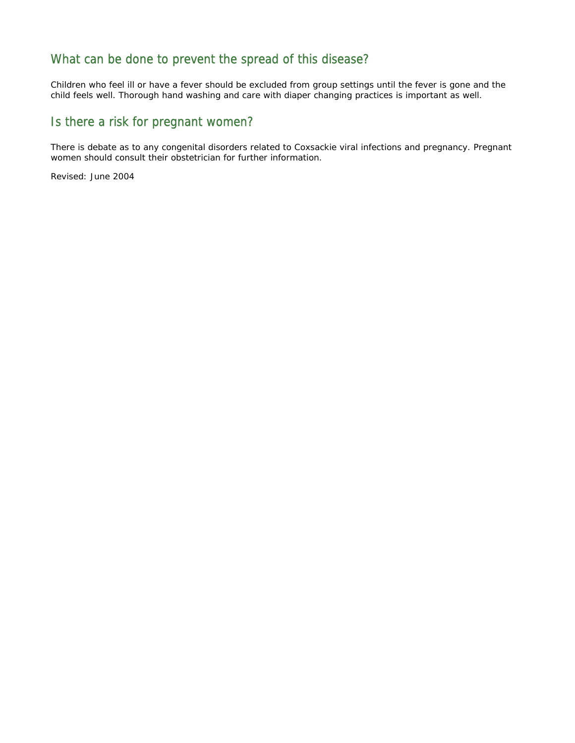## What can be done to prevent the spread of this disease?

Children who feel ill or have a fever should be excluded from group settings until the fever is gone and the child feels well. Thorough hand washing and care with diaper changing practices is important as well.

## Is there a risk for pregnant women?

There is debate as to any congenital disorders related to Coxsackie viral infections and pregnancy. Pregnant women should consult their obstetrician for further information.

Revised: June 2004